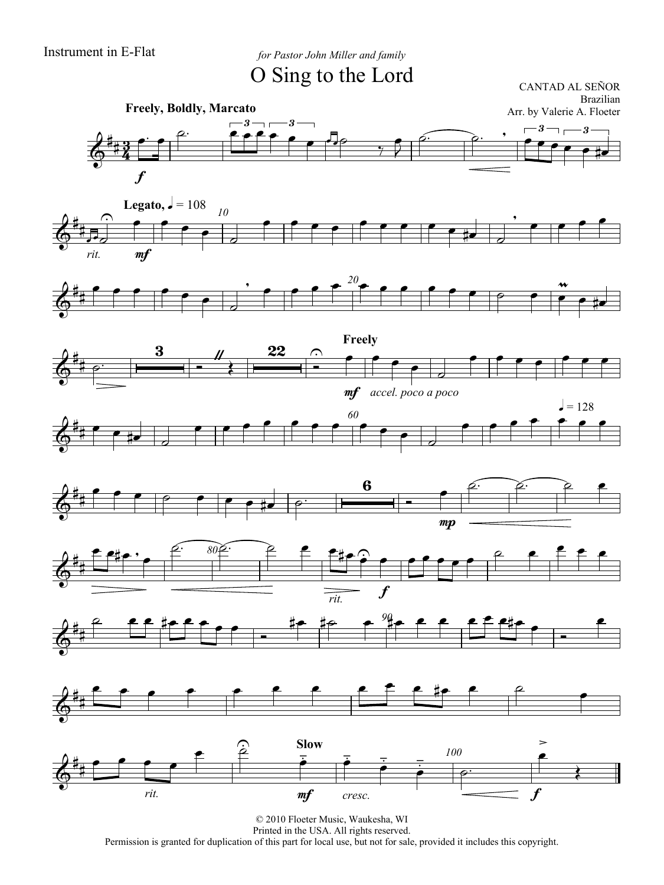Instrument in E-Flat

*for Pastor John Miller and family*

# O Sing to the Lord

CANTAD AL SEÑOR
Brazilian
Arr. by Valerie A. Floeter

© 2010 Floeter Music, Waukesha, WI
Printed in the USA. All rights reserved.
Permission is granted for duplication of this part for local use, but not for sale, provided it includes this copyright.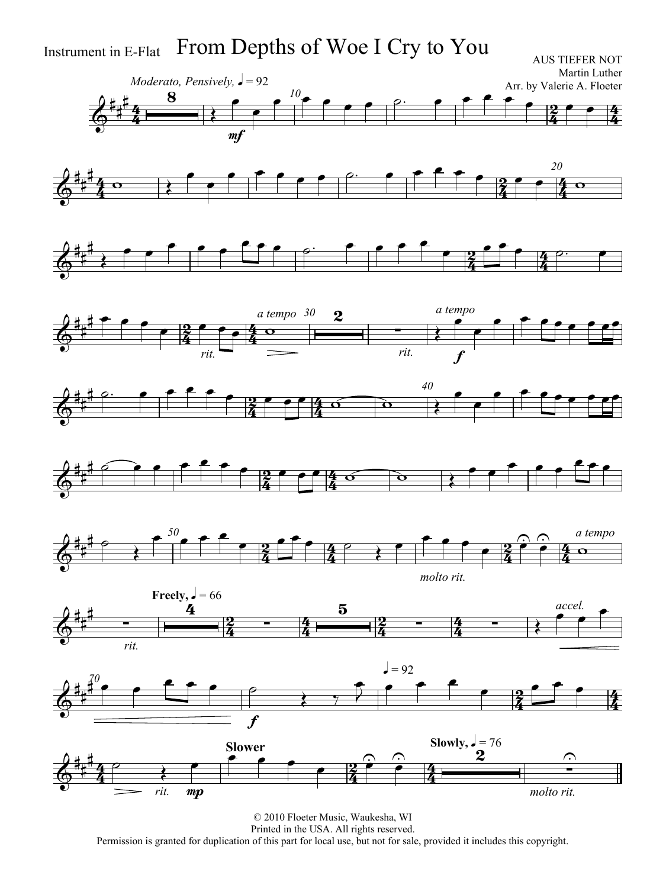Instrument in E-Flat

# From Depths of Woe I Cry to You

AUS TIEFER NOT
Martin Luther
Arr. by Valerie A. Floeter

© 2010 Floeter Music, Waukesha, WI
Printed in the USA. All rights reserved.
Permission is granted for duplication of this part for local use, but not for sale, provided it includes this copyright.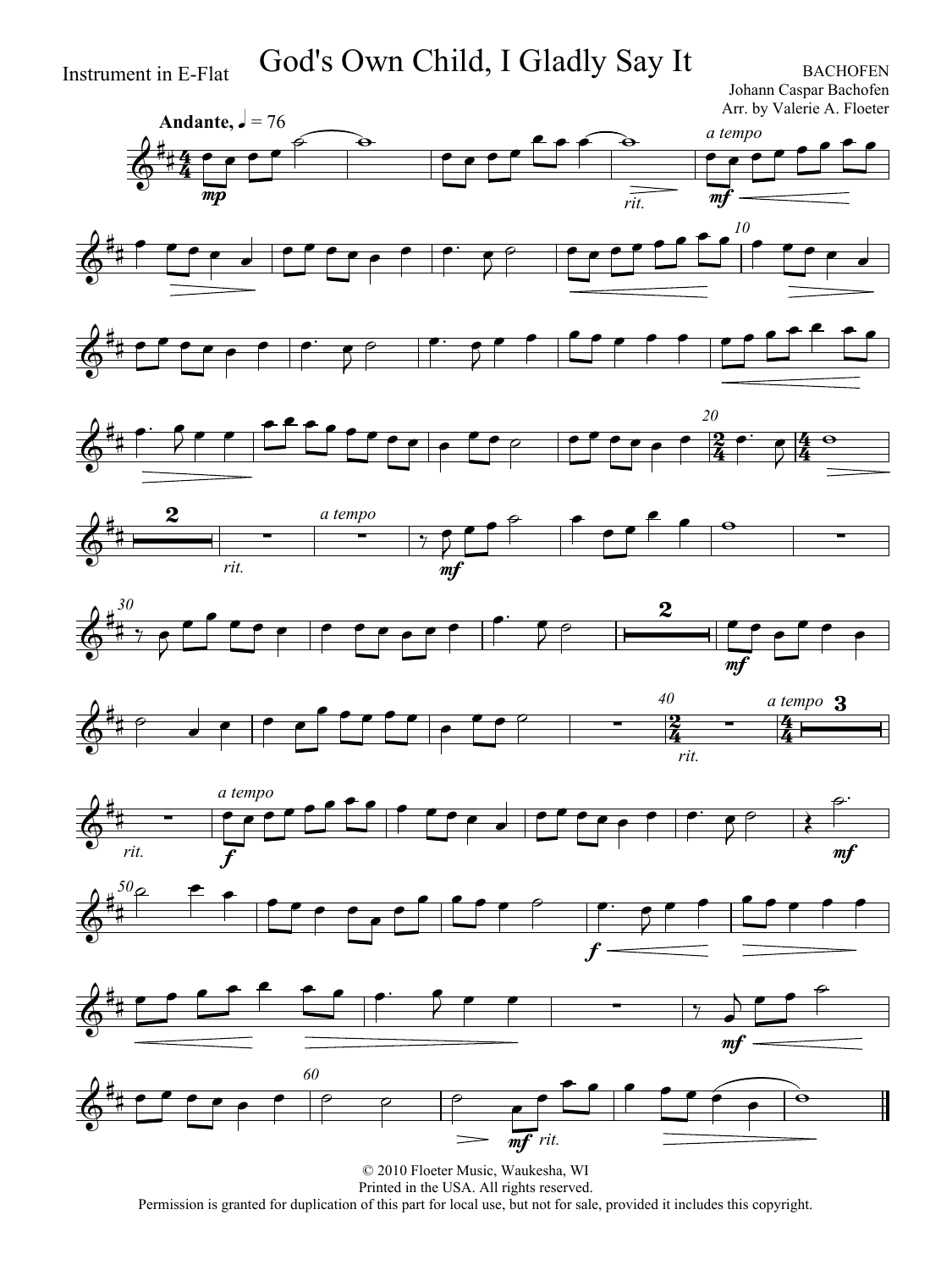Instrument in E-Flat

# God's Own Child, I Gladly Say It

BACHOFEN
Johann Caspar Bachofen
Arr. by Valerie A. Floeter

© 2010 Floeter Music, Waukesha, WI
Printed in the USA. All rights reserved.
Permission is granted for duplication of this part for local use, but not for sale, provided it includes this copyright.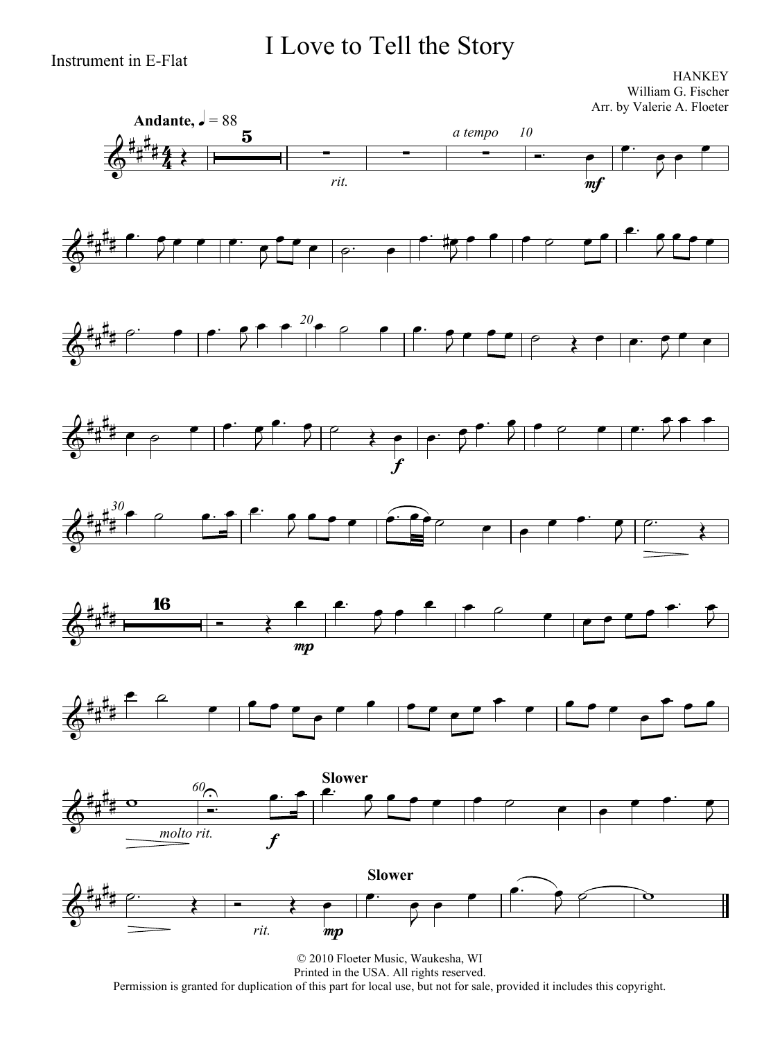Instrument in E-Flat

# I Love to Tell the Story

HANKEY
William G. Fischer
Arr. by Valerie A. Floeter

© 2010 Floeter Music, Waukesha, WI
Printed in the USA. All rights reserved.
Permission is granted for duplication of this part for local use, but not for sale, provided it includes this copyright.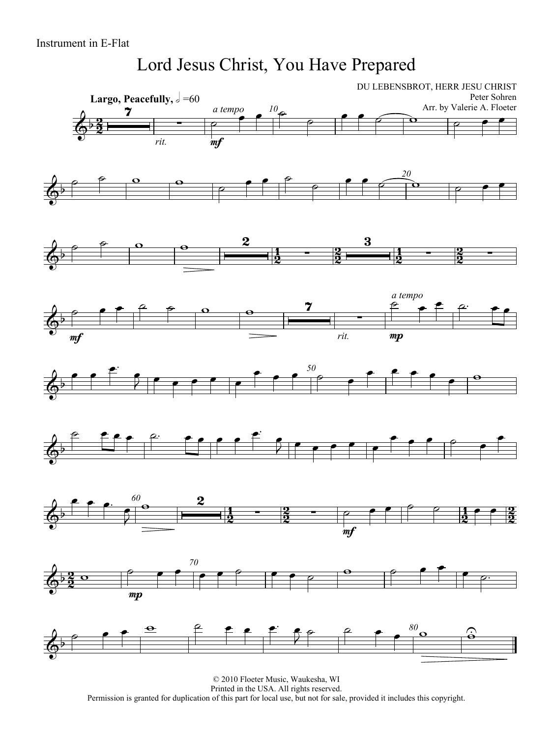Instrument in E-Flat

# Lord Jesus Christ, You Have Prepared

DU LEBENSBROT, HERR JESU CHRIST
Peter Sohren
Arr. by Valerie A. Floeter

**Largo, Peacefully,** 𝅗𝅥 =60

© 2010 Floeter Music, Waukesha, WI
Printed in the USA. All rights reserved.
Permission is granted for duplication of this part for local use, but not for sale, provided it includes this copyright.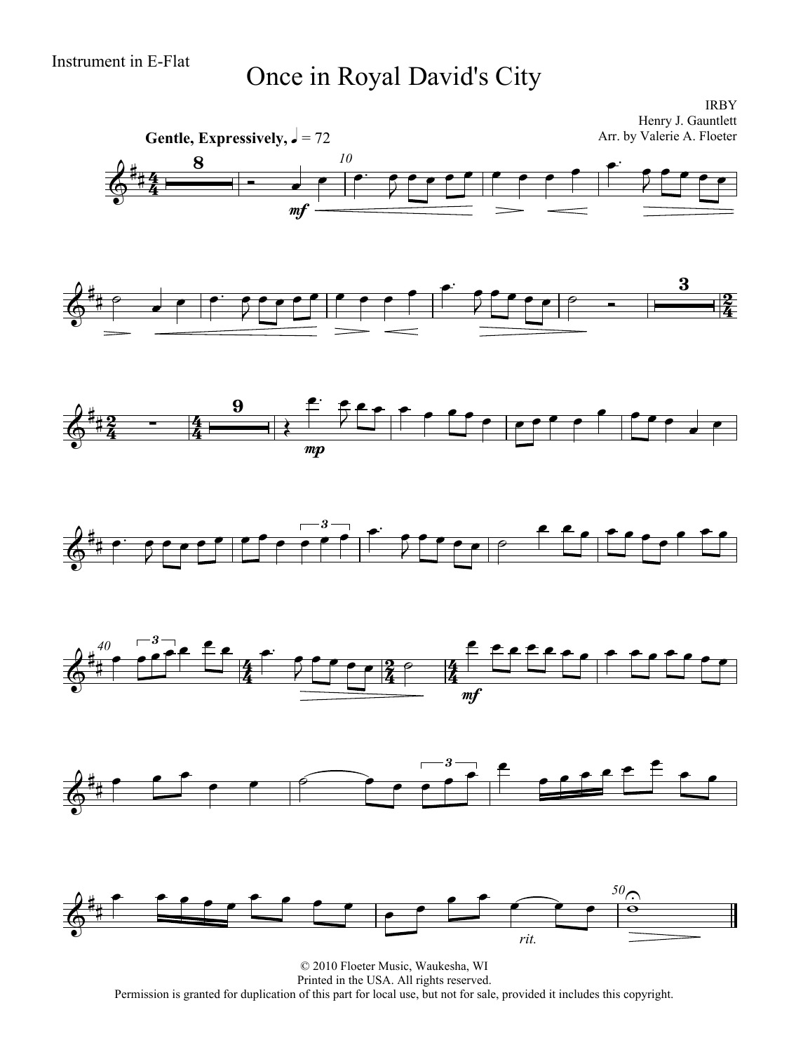Instrument in E-Flat

# Once in Royal David's City

IRBY
Henry J. Gauntlett
Arr. by Valerie A. Floeter

**Gentle, Expressively,** ♩ = 72

© 2010 Floeter Music, Waukesha, WI
Printed in the USA. All rights reserved.
Permission is granted for duplication of this part for local use, but not for sale, provided it includes this copyright.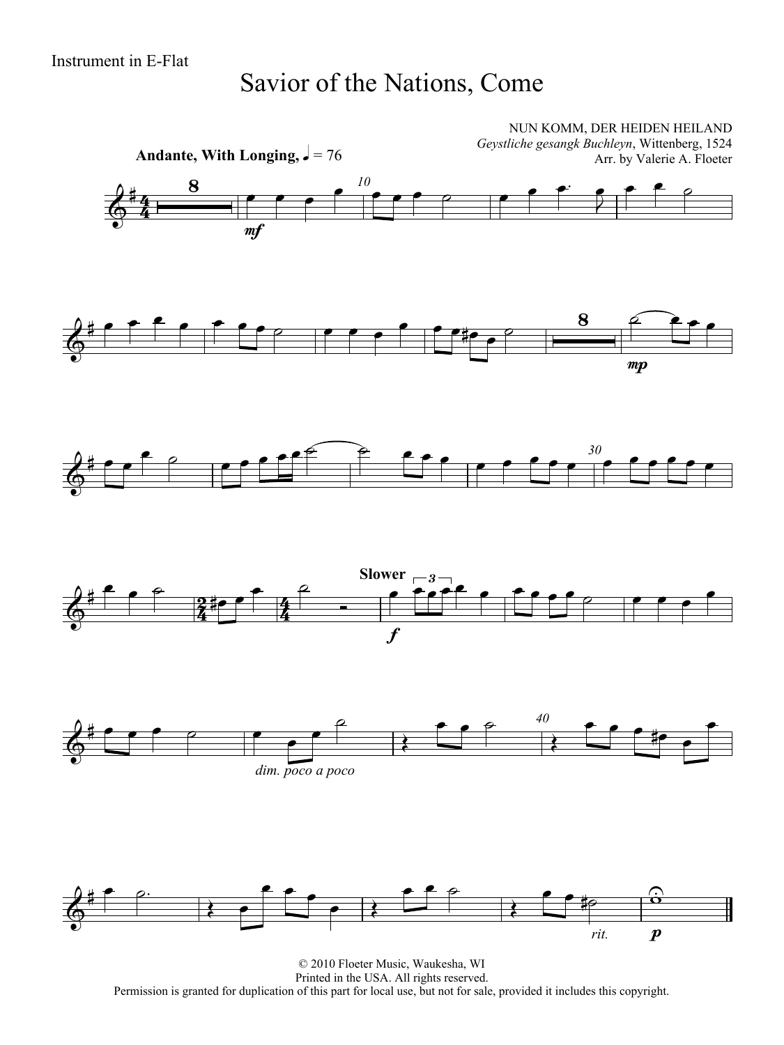Instrument in E-Flat

# Savior of the Nations, Come

NUN KOMM, DER HEIDEN HEILAND
*Geystliche gesangk Buchleyn*, Wittenberg, 1524
Arr. by Valerie A. Floeter

**Andante, With Longing,** ♩ = 76

© 2010 Floeter Music, Waukesha, WI
Printed in the USA. All rights reserved.
Permission is granted for duplication of this part for local use, but not for sale, provided it includes this copyright.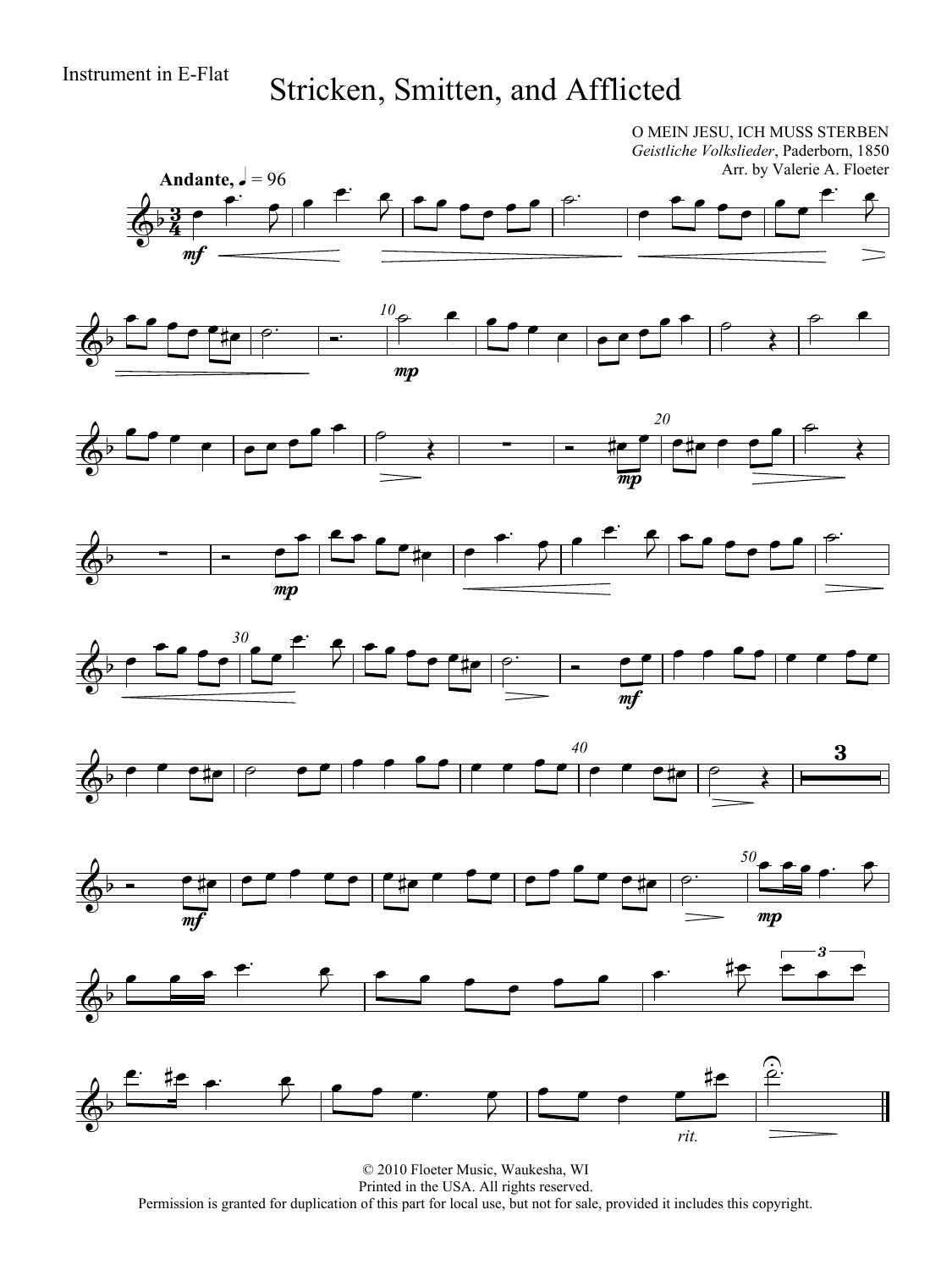Instrument in E-Flat

# Stricken, Smitten, and Afflicted

O MEIN JESU, ICH MUSS STERBEN
*Geistliche Volkslieder*, Paderborn, 1850
Arr. by Valerie A. Floeter

**Andante**, ♩ = 96

© 2010 Floeter Music, Waukesha, WI
Printed in the USA. All rights reserved.
Permission is granted for duplication of this part for local use, but not for sale, provided it includes this copyright.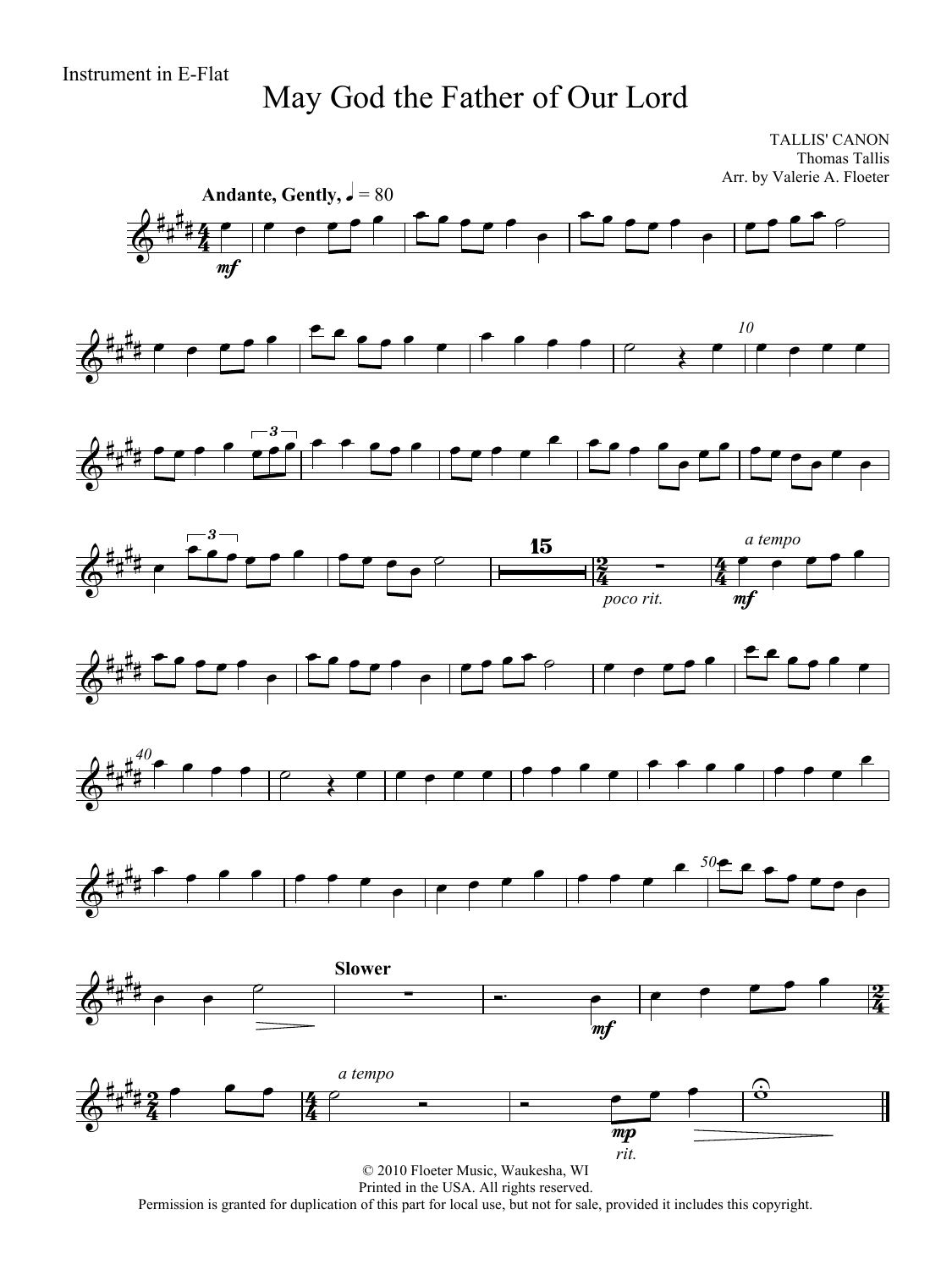Instrument in E-Flat

# May God the Father of Our Lord

TALLIS' CANON
Thomas Tallis
Arr. by Valerie A. Floeter

**Andante, Gently,** ♩ = 80

© 2010 Floeter Music, Waukesha, WI
Printed in the USA. All rights reserved.
Permission is granted for duplication of this part for local use, but not for sale, provided it includes this copyright.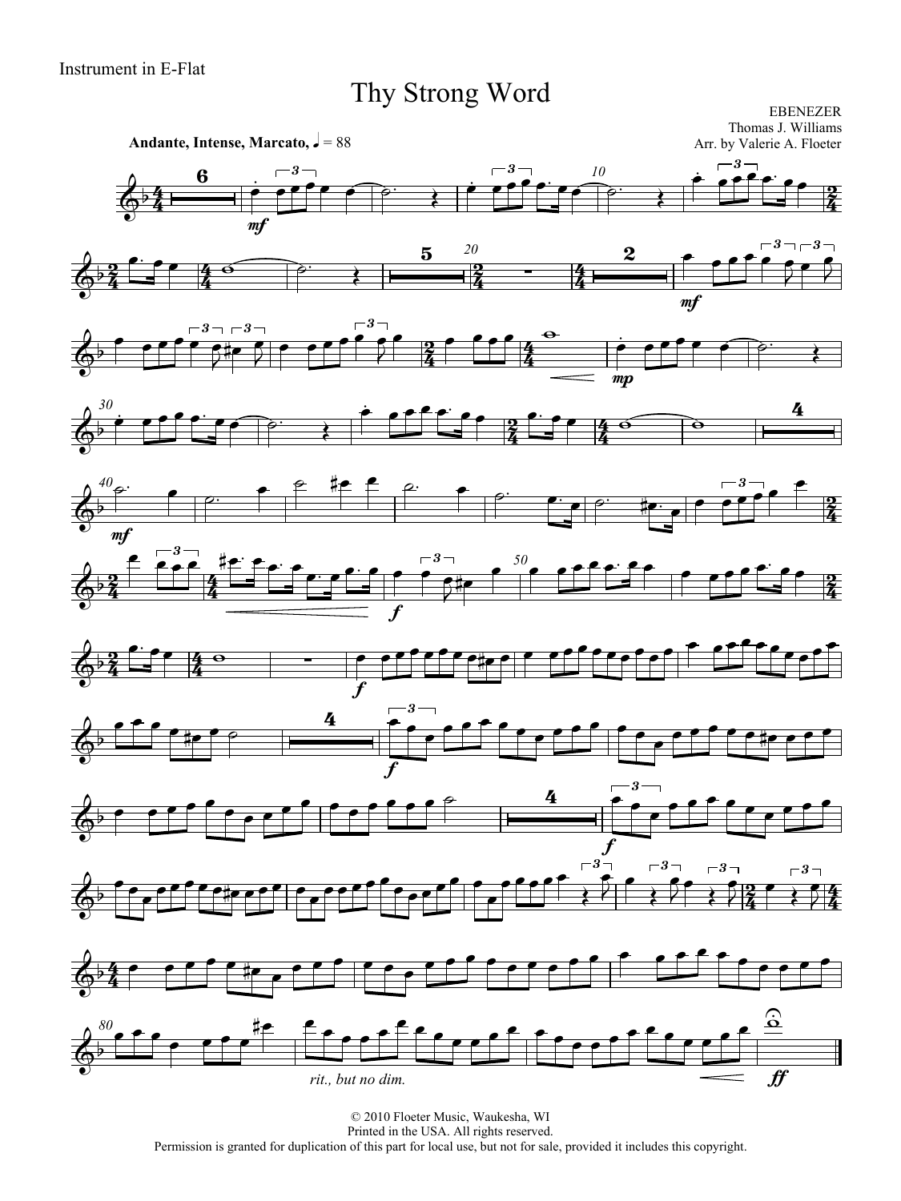Instrument in E-Flat

# Thy Strong Word

EBENEZER
Thomas J. Williams
Arr. by Valerie A. Floeter

**Andante, Intense, Marcato,** ♩ = 88

*rit., but no dim.*

© 2010 Floeter Music, Waukesha, WI
Printed in the USA. All rights reserved.
Permission is granted for duplication of this part for local use, but not for sale, provided it includes this copyright.